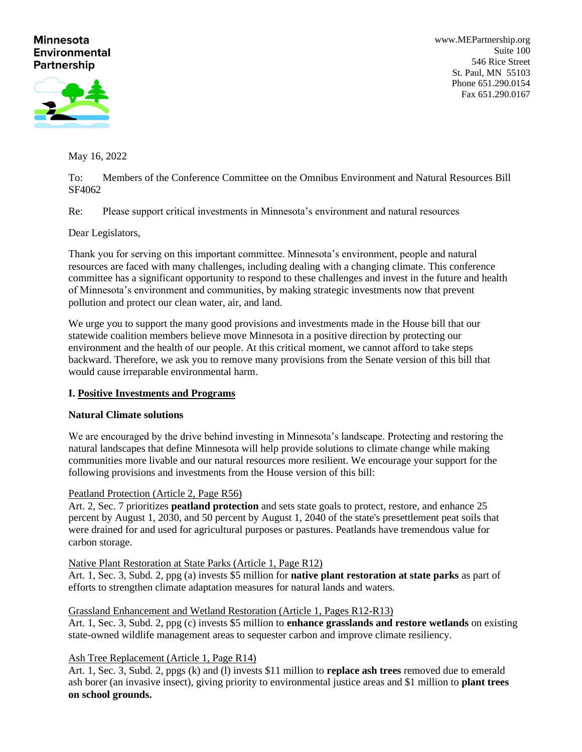**Minnesota Environmental Partnership**

www.MEPartnership.org
Suite 100
546 Rice Street
St. Paul, MN 55103
Phone 651.290.0154
Fax 651.290.0167

May 16, 2022

To: Members of the Conference Committee on the Omnibus Environment and Natural Resources Bill SF4062

Re: Please support critical investments in Minnesota's environment and natural resources

Dear Legislators,

Thank you for serving on this important committee. Minnesota's environment, people and natural resources are faced with many challenges, including dealing with a changing climate. This conference committee has a significant opportunity to respond to these challenges and invest in the future and health of Minnesota's environment and communities, by making strategic investments now that prevent pollution and protect our clean water, air, and land.

We urge you to support the many good provisions and investments made in the House bill that our statewide coalition members believe move Minnesota in a positive direction by protecting our environment and the health of our people. At this critical moment, we cannot afford to take steps backward. Therefore, we ask you to remove many provisions from the Senate version of this bill that would cause irreparable environmental harm.

## I. Positive Investments and Programs

### Natural Climate solutions

We are encouraged by the drive behind investing in Minnesota's landscape. Protecting and restoring the natural landscapes that define Minnesota will help provide solutions to climate change while making communities more livable and our natural resources more resilient. We encourage your support for the following provisions and investments from the House version of this bill:

Peatland Protection (Article 2, Page R56)
Art. 2, Sec. 7 prioritizes **peatland protection** and sets state goals to protect, restore, and enhance 25 percent by August 1, 2030, and 50 percent by August 1, 2040 of the state's presettlement peat soils that were drained for and used for agricultural purposes or pastures. Peatlands have tremendous value for carbon storage.

Native Plant Restoration at State Parks (Article 1, Page R12)
Art. 1, Sec. 3, Subd. 2, ppg (a) invests $5 million for **native plant restoration at state parks** as part of efforts to strengthen climate adaptation measures for natural lands and waters.

Grassland Enhancement and Wetland Restoration (Article 1, Pages R12-R13)
Art. 1, Sec. 3, Subd. 2, ppg (c) invests $5 million to **enhance grasslands and restore wetlands** on existing state-owned wildlife management areas to sequester carbon and improve climate resiliency.

Ash Tree Replacement (Article 1, Page R14)
Art. 1, Sec. 3, Subd. 2, ppgs (k) and (l) invests $11 million to **replace ash trees** removed due to emerald ash borer (an invasive insect), giving priority to environmental justice areas and $1 million to **plant trees on school grounds.**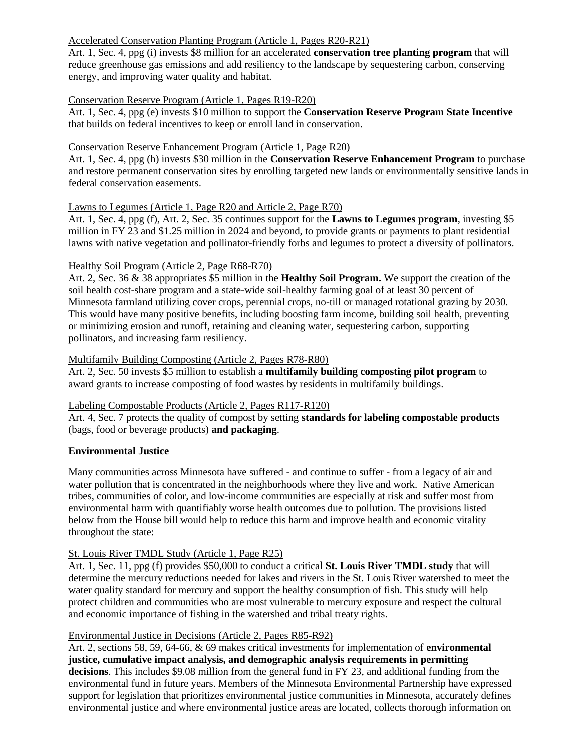Accelerated Conservation Planting Program (Article 1, Pages R20-R21)
Art. 1, Sec. 4, ppg (i) invests $8 million for an accelerated **conservation tree planting program** that will reduce greenhouse gas emissions and add resiliency to the landscape by sequestering carbon, conserving energy, and improving water quality and habitat.

Conservation Reserve Program (Article 1, Pages R19-R20)
Art. 1, Sec. 4, ppg (e) invests $10 million to support the **Conservation Reserve Program State Incentive** that builds on federal incentives to keep or enroll land in conservation.

Conservation Reserve Enhancement Program (Article 1, Page R20)
Art. 1, Sec. 4, ppg (h) invests $30 million in the **Conservation Reserve Enhancement Program** to purchase and restore permanent conservation sites by enrolling targeted new lands or environmentally sensitive lands in federal conservation easements.

Lawns to Legumes (Article 1, Page R20 and Article 2, Page R70)
Art. 1, Sec. 4, ppg (f), Art. 2, Sec. 35 continues support for the **Lawns to Legumes program**, investing $5 million in FY 23 and $1.25 million in 2024 and beyond, to provide grants or payments to plant residential lawns with native vegetation and pollinator-friendly forbs and legumes to protect a diversity of pollinators.

Healthy Soil Program (Article 2, Page R68-R70)
Art. 2, Sec. 36 & 38 appropriates $5 million in the **Healthy Soil Program.** We support the creation of the soil health cost-share program and a state-wide soil-healthy farming goal of at least 30 percent of Minnesota farmland utilizing cover crops, perennial crops, no-till or managed rotational grazing by 2030. This would have many positive benefits, including boosting farm income, building soil health, preventing or minimizing erosion and runoff, retaining and cleaning water, sequestering carbon, supporting pollinators, and increasing farm resiliency.

Multifamily Building Composting (Article 2, Pages R78-R80)
Art. 2, Sec. 50 invests $5 million to establish a **multifamily building composting pilot program** to award grants to increase composting of food wastes by residents in multifamily buildings.

Labeling Compostable Products (Article 2, Pages R117-R120)
Art. 4, Sec. 7 protects the quality of compost by setting **standards for labeling compostable products** (bags, food or beverage products) **and packaging**.

**Environmental Justice**

Many communities across Minnesota have suffered - and continue to suffer - from a legacy of air and water pollution that is concentrated in the neighborhoods where they live and work. Native American tribes, communities of color, and low-income communities are especially at risk and suffer most from environmental harm with quantifiably worse health outcomes due to pollution. The provisions listed below from the House bill would help to reduce this harm and improve health and economic vitality throughout the state:

St. Louis River TMDL Study (Article 1, Page R25)
Art. 1, Sec. 11, ppg (f) provides $50,000 to conduct a critical **St. Louis River TMDL study** that will determine the mercury reductions needed for lakes and rivers in the St. Louis River watershed to meet the water quality standard for mercury and support the healthy consumption of fish. This study will help protect children and communities who are most vulnerable to mercury exposure and respect the cultural and economic importance of fishing in the watershed and tribal treaty rights.

Environmental Justice in Decisions (Article 2, Pages R85-R92)
Art. 2, sections 58, 59, 64-66, & 69 makes critical investments for implementation of **environmental justice, cumulative impact analysis, and demographic analysis requirements in permitting decisions**. This includes $9.08 million from the general fund in FY 23, and additional funding from the environmental fund in future years. Members of the Minnesota Environmental Partnership have expressed support for legislation that prioritizes environmental justice communities in Minnesota, accurately defines environmental justice and where environmental justice areas are located, collects thorough information on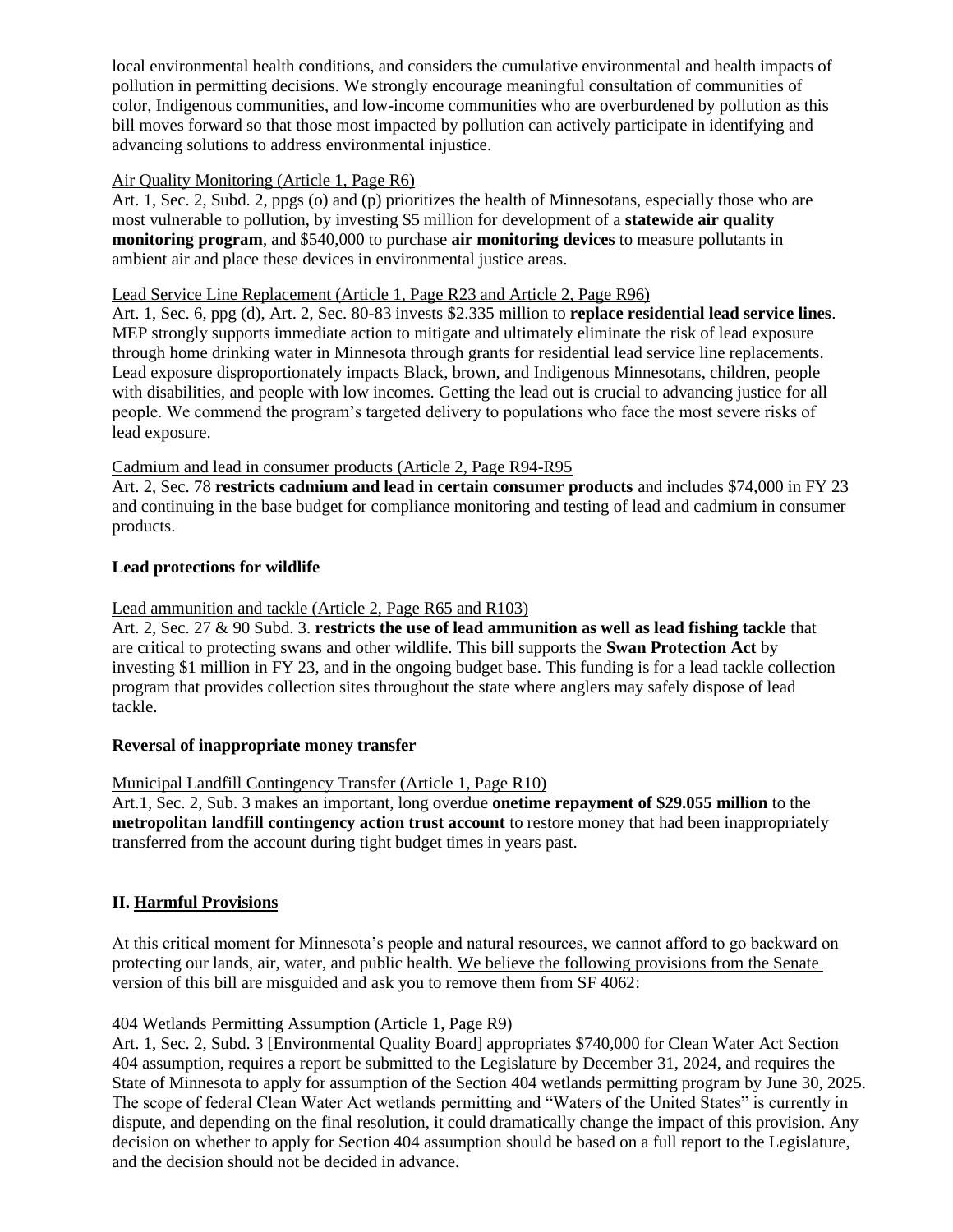local environmental health conditions, and considers the cumulative environmental and health impacts of pollution in permitting decisions. We strongly encourage meaningful consultation of communities of color, Indigenous communities, and low-income communities who are overburdened by pollution as this bill moves forward so that those most impacted by pollution can actively participate in identifying and advancing solutions to address environmental injustice.

Air Quality Monitoring (Article 1, Page R6)

Art. 1, Sec. 2, Subd. 2, ppgs (o) and (p) prioritizes the health of Minnesotans, especially those who are most vulnerable to pollution, by investing $5 million for development of a **statewide air quality monitoring program**, and $540,000 to purchase **air monitoring devices** to measure pollutants in ambient air and place these devices in environmental justice areas.

Lead Service Line Replacement (Article 1, Page R23 and Article 2, Page R96)

Art. 1, Sec. 6, ppg (d), Art. 2, Sec. 80-83 invests $2.335 million to **replace residential lead service lines**. MEP strongly supports immediate action to mitigate and ultimately eliminate the risk of lead exposure through home drinking water in Minnesota through grants for residential lead service line replacements. Lead exposure disproportionately impacts Black, brown, and Indigenous Minnesotans, children, people with disabilities, and people with low incomes. Getting the lead out is crucial to advancing justice for all people. We commend the program's targeted delivery to populations who face the most severe risks of lead exposure.

Cadmium and lead in consumer products (Article 2, Page R94-R95

Art. 2, Sec. 78 **restricts cadmium and lead in certain consumer products** and includes $74,000 in FY 23 and continuing in the base budget for compliance monitoring and testing of lead and cadmium in consumer products.

**Lead protections for wildlife**

Lead ammunition and tackle (Article 2, Page R65 and R103)

Art. 2, Sec. 27 & 90 Subd. 3. **restricts the use of lead ammunition as well as lead fishing tackle** that are critical to protecting swans and other wildlife. This bill supports the **Swan Protection Act** by investing $1 million in FY 23, and in the ongoing budget base. This funding is for a lead tackle collection program that provides collection sites throughout the state where anglers may safely dispose of lead tackle.

**Reversal of inappropriate money transfer**

Municipal Landfill Contingency Transfer (Article 1, Page R10)

Art.1, Sec. 2, Sub. 3 makes an important, long overdue **onetime repayment of $29.055 million** to the **metropolitan landfill contingency action trust account** to restore money that had been inappropriately transferred from the account during tight budget times in years past.

## II. Harmful Provisions

At this critical moment for Minnesota's people and natural resources, we cannot afford to go backward on protecting our lands, air, water, and public health. We believe the following provisions from the Senate version of this bill are misguided and ask you to remove them from SF 4062:

404 Wetlands Permitting Assumption (Article 1, Page R9)

Art. 1, Sec. 2, Subd. 3 [Environmental Quality Board] appropriates $740,000 for Clean Water Act Section 404 assumption, requires a report be submitted to the Legislature by December 31, 2024, and requires the State of Minnesota to apply for assumption of the Section 404 wetlands permitting program by June 30, 2025. The scope of federal Clean Water Act wetlands permitting and "Waters of the United States" is currently in dispute, and depending on the final resolution, it could dramatically change the impact of this provision. Any decision on whether to apply for Section 404 assumption should be based on a full report to the Legislature, and the decision should not be decided in advance.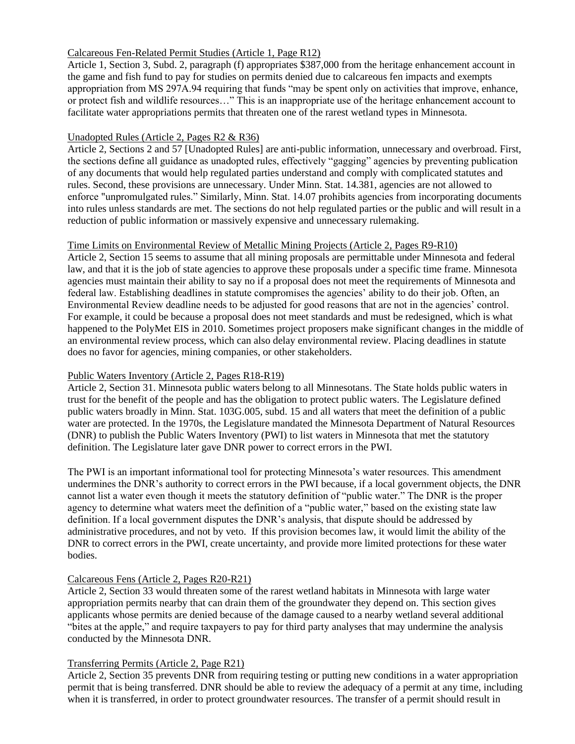Calcareous Fen-Related Permit Studies (Article 1, Page R12)

Article 1, Section 3, Subd. 2, paragraph (f) appropriates $387,000 from the heritage enhancement account in the game and fish fund to pay for studies on permits denied due to calcareous fen impacts and exempts appropriation from MS 297A.94 requiring that funds "may be spent only on activities that improve, enhance, or protect fish and wildlife resources…" This is an inappropriate use of the heritage enhancement account to facilitate water appropriations permits that threaten one of the rarest wetland types in Minnesota.

Unadopted Rules (Article 2, Pages R2 & R36)

Article 2, Sections 2 and 57 [Unadopted Rules] are anti-public information, unnecessary and overbroad. First, the sections define all guidance as unadopted rules, effectively "gagging" agencies by preventing publication of any documents that would help regulated parties understand and comply with complicated statutes and rules. Second, these provisions are unnecessary. Under Minn. Stat. 14.381, agencies are not allowed to enforce "unpromulgated rules." Similarly, Minn. Stat. 14.07 prohibits agencies from incorporating documents into rules unless standards are met. The sections do not help regulated parties or the public and will result in a reduction of public information or massively expensive and unnecessary rulemaking.

Time Limits on Environmental Review of Metallic Mining Projects (Article 2, Pages R9-R10)

Article 2, Section 15 seems to assume that all mining proposals are permittable under Minnesota and federal law, and that it is the job of state agencies to approve these proposals under a specific time frame. Minnesota agencies must maintain their ability to say no if a proposal does not meet the requirements of Minnesota and federal law. Establishing deadlines in statute compromises the agencies' ability to do their job. Often, an Environmental Review deadline needs to be adjusted for good reasons that are not in the agencies' control. For example, it could be because a proposal does not meet standards and must be redesigned, which is what happened to the PolyMet EIS in 2010. Sometimes project proposers make significant changes in the middle of an environmental review process, which can also delay environmental review. Placing deadlines in statute does no favor for agencies, mining companies, or other stakeholders.

Public Waters Inventory (Article 2, Pages R18-R19)

Article 2, Section 31. Minnesota public waters belong to all Minnesotans. The State holds public waters in trust for the benefit of the people and has the obligation to protect public waters. The Legislature defined public waters broadly in Minn. Stat. 103G.005, subd. 15 and all waters that meet the definition of a public water are protected. In the 1970s, the Legislature mandated the Minnesota Department of Natural Resources (DNR) to publish the Public Waters Inventory (PWI) to list waters in Minnesota that met the statutory definition. The Legislature later gave DNR power to correct errors in the PWI.

The PWI is an important informational tool for protecting Minnesota's water resources. This amendment undermines the DNR's authority to correct errors in the PWI because, if a local government objects, the DNR cannot list a water even though it meets the statutory definition of "public water." The DNR is the proper agency to determine what waters meet the definition of a "public water," based on the existing state law definition. If a local government disputes the DNR's analysis, that dispute should be addressed by administrative procedures, and not by veto. If this provision becomes law, it would limit the ability of the DNR to correct errors in the PWI, create uncertainty, and provide more limited protections for these water bodies.

Calcareous Fens (Article 2, Pages R20-R21)

Article 2, Section 33 would threaten some of the rarest wetland habitats in Minnesota with large water appropriation permits nearby that can drain them of the groundwater they depend on. This section gives applicants whose permits are denied because of the damage caused to a nearby wetland several additional "bites at the apple," and require taxpayers to pay for third party analyses that may undermine the analysis conducted by the Minnesota DNR.

Transferring Permits (Article 2, Page R21)

Article 2, Section 35 prevents DNR from requiring testing or putting new conditions in a water appropriation permit that is being transferred. DNR should be able to review the adequacy of a permit at any time, including when it is transferred, in order to protect groundwater resources. The transfer of a permit should result in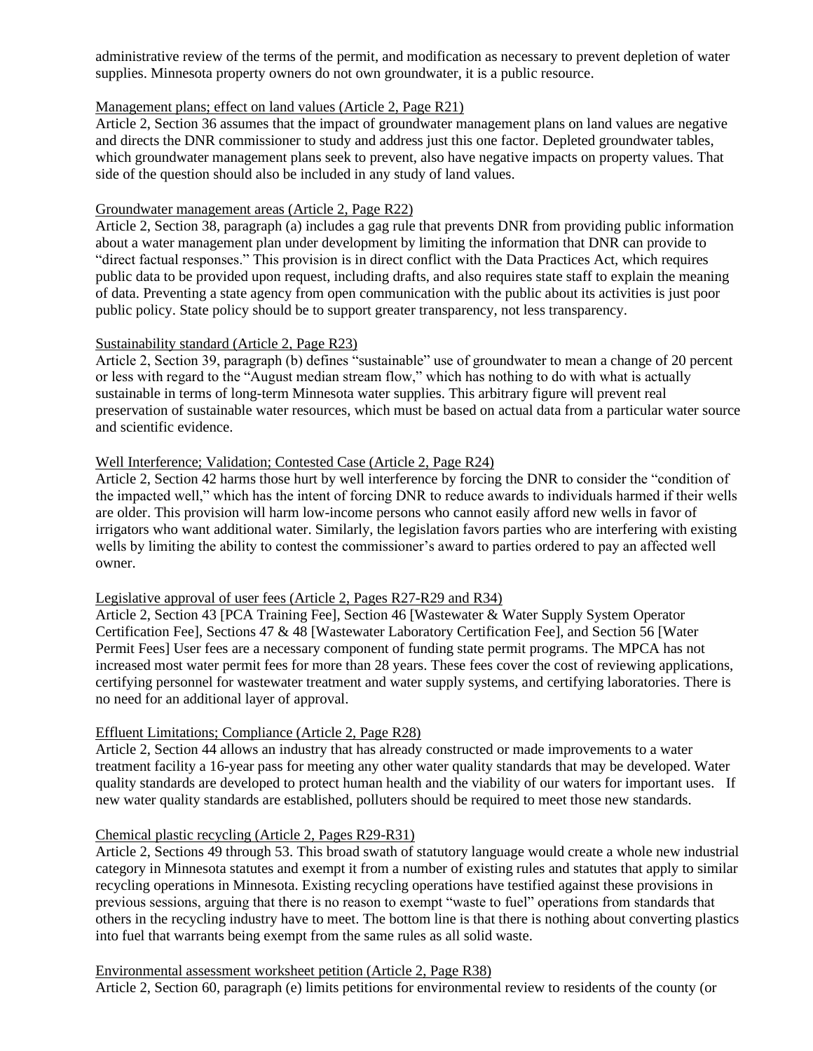administrative review of the terms of the permit, and modification as necessary to prevent depletion of water supplies. Minnesota property owners do not own groundwater, it is a public resource.

Management plans; effect on land values (Article 2, Page R21)

Article 2, Section 36 assumes that the impact of groundwater management plans on land values are negative and directs the DNR commissioner to study and address just this one factor. Depleted groundwater tables, which groundwater management plans seek to prevent, also have negative impacts on property values. That side of the question should also be included in any study of land values.

Groundwater management areas (Article 2, Page R22)

Article 2, Section 38, paragraph (a) includes a gag rule that prevents DNR from providing public information about a water management plan under development by limiting the information that DNR can provide to "direct factual responses." This provision is in direct conflict with the Data Practices Act, which requires public data to be provided upon request, including drafts, and also requires state staff to explain the meaning of data. Preventing a state agency from open communication with the public about its activities is just poor public policy. State policy should be to support greater transparency, not less transparency.

Sustainability standard (Article 2, Page R23)

Article 2, Section 39, paragraph (b) defines "sustainable" use of groundwater to mean a change of 20 percent or less with regard to the "August median stream flow," which has nothing to do with what is actually sustainable in terms of long-term Minnesota water supplies. This arbitrary figure will prevent real preservation of sustainable water resources, which must be based on actual data from a particular water source and scientific evidence.

Well Interference; Validation; Contested Case (Article 2, Page R24)

Article 2, Section 42 harms those hurt by well interference by forcing the DNR to consider the "condition of the impacted well," which has the intent of forcing DNR to reduce awards to individuals harmed if their wells are older. This provision will harm low-income persons who cannot easily afford new wells in favor of irrigators who want additional water. Similarly, the legislation favors parties who are interfering with existing wells by limiting the ability to contest the commissioner's award to parties ordered to pay an affected well owner.

Legislative approval of user fees (Article 2, Pages R27-R29 and R34)

Article 2, Section 43 [PCA Training Fee], Section 46 [Wastewater & Water Supply System Operator Certification Fee], Sections 47 & 48 [Wastewater Laboratory Certification Fee], and Section 56 [Water Permit Fees] User fees are a necessary component of funding state permit programs. The MPCA has not increased most water permit fees for more than 28 years. These fees cover the cost of reviewing applications, certifying personnel for wastewater treatment and water supply systems, and certifying laboratories. There is no need for an additional layer of approval.

Effluent Limitations; Compliance (Article 2, Page R28)

Article 2, Section 44 allows an industry that has already constructed or made improvements to a water treatment facility a 16-year pass for meeting any other water quality standards that may be developed. Water quality standards are developed to protect human health and the viability of our waters for important uses. If new water quality standards are established, polluters should be required to meet those new standards.

Chemical plastic recycling (Article 2, Pages R29-R31)

Article 2, Sections 49 through 53. This broad swath of statutory language would create a whole new industrial category in Minnesota statutes and exempt it from a number of existing rules and statutes that apply to similar recycling operations in Minnesota. Existing recycling operations have testified against these provisions in previous sessions, arguing that there is no reason to exempt "waste to fuel" operations from standards that others in the recycling industry have to meet. The bottom line is that there is nothing about converting plastics into fuel that warrants being exempt from the same rules as all solid waste.

Environmental assessment worksheet petition (Article 2, Page R38)

Article 2, Section 60, paragraph (e) limits petitions for environmental review to residents of the county (or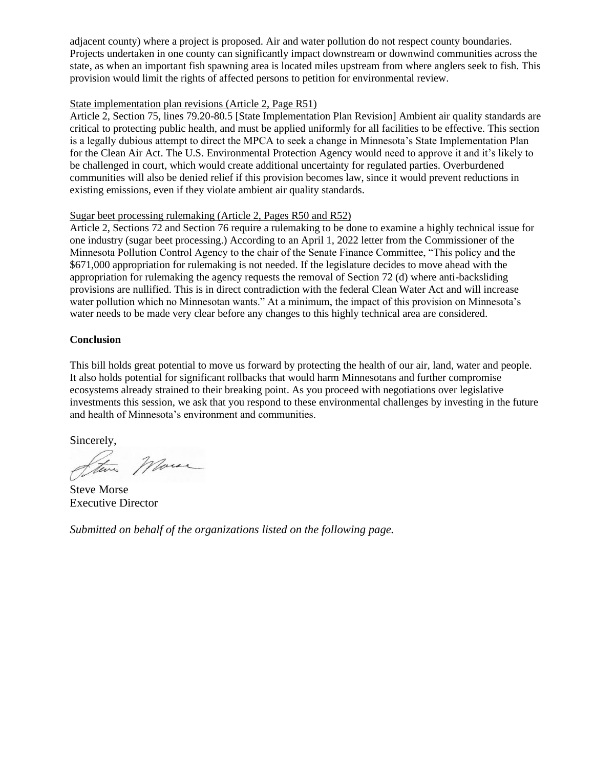adjacent county) where a project is proposed. Air and water pollution do not respect county boundaries. Projects undertaken in one county can significantly impact downstream or downwind communities across the state, as when an important fish spawning area is located miles upstream from where anglers seek to fish. This provision would limit the rights of affected persons to petition for environmental review.

<u>State implementation plan revisions (Article 2, Page R51)</u>
Article 2, Section 75, lines 79.20-80.5 [State Implementation Plan Revision] Ambient air quality standards are critical to protecting public health, and must be applied uniformly for all facilities to be effective. This section is a legally dubious attempt to direct the MPCA to seek a change in Minnesota's State Implementation Plan for the Clean Air Act. The U.S. Environmental Protection Agency would need to approve it and it's likely to be challenged in court, which would create additional uncertainty for regulated parties. Overburdened communities will also be denied relief if this provision becomes law, since it would prevent reductions in existing emissions, even if they violate ambient air quality standards.

<u>Sugar beet processing rulemaking (Article 2, Pages R50 and R52)</u>
Article 2, Sections 72 and Section 76 require a rulemaking to be done to examine a highly technical issue for one industry (sugar beet processing.) According to an April 1, 2022 letter from the Commissioner of the Minnesota Pollution Control Agency to the chair of the Senate Finance Committee, "This policy and the \$671,000 appropriation for rulemaking is not needed. If the legislature decides to move ahead with the appropriation for rulemaking the agency requests the removal of Section 72 (d) where anti-backsliding provisions are nullified. This is in direct contradiction with the federal Clean Water Act and will increase water pollution which no Minnesotan wants." At a minimum, the impact of this provision on Minnesota's water needs to be made very clear before any changes to this highly technical area are considered.

**Conclusion**

This bill holds great potential to move us forward by protecting the health of our air, land, water and people. It also holds potential for significant rollbacks that would harm Minnesotans and further compromise ecosystems already strained to their breaking point. As you proceed with negotiations over legislative investments this session, we ask that you respond to these environmental challenges by investing in the future and health of Minnesota's environment and communities.

Sincerely,

Steve Morse
Executive Director

*Submitted on behalf of the organizations listed on the following page.*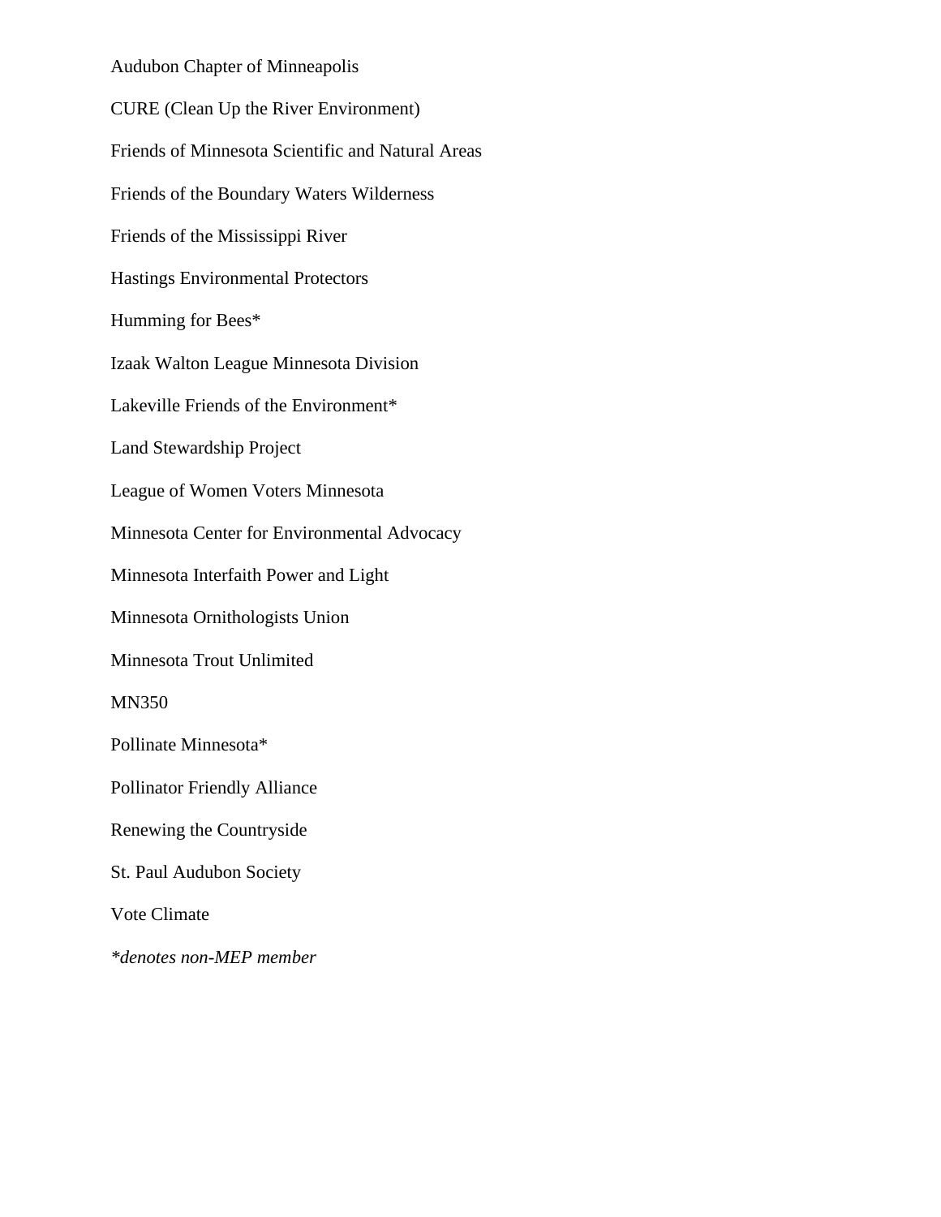Audubon Chapter of Minneapolis

CURE (Clean Up the River Environment)

Friends of Minnesota Scientific and Natural Areas

Friends of the Boundary Waters Wilderness

Friends of the Mississippi River

Hastings Environmental Protectors

Humming for Bees*

Izaak Walton League Minnesota Division

Lakeville Friends of the Environment*

Land Stewardship Project

League of Women Voters Minnesota

Minnesota Center for Environmental Advocacy

Minnesota Interfaith Power and Light

Minnesota Ornithologists Union

Minnesota Trout Unlimited

MN350

Pollinate Minnesota*

Pollinator Friendly Alliance

Renewing the Countryside

St. Paul Audubon Society

Vote Climate

*\*denotes non-MEP member*